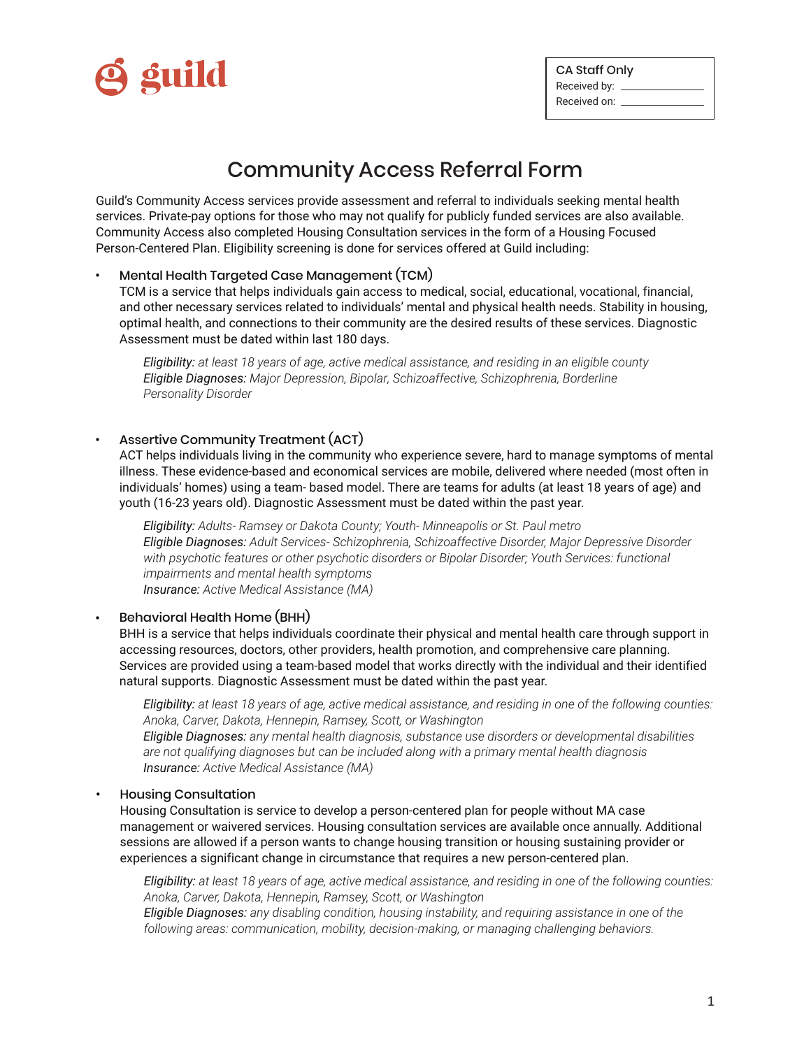guild

**CA Staff Only**
Received by: \_\_\_\_\_\_\_\_\_\_\_\_\_\_
Received on: \_\_\_\_\_\_\_\_\_\_\_\_\_\_

# Community Access Referral Form

Guild's Community Access services provide assessment and referral to individuals seeking mental health services. Private-pay options for those who may not qualify for publicly funded services are also available. Community Access also completed Housing Consultation services in the form of a Housing Focused Person-Centered Plan. Eligibility screening is done for services offered at Guild including:

- **Mental Health Targeted Case Management (TCM)**
  TCM is a service that helps individuals gain access to medical, social, educational, vocational, financial, and other necessary services related to individuals' mental and physical health needs. Stability in housing, optimal health, and connections to their community are the desired results of these services. Diagnostic Assessment must be dated within last 180 days.

  > ***Eligibility:*** *at least 18 years of age, active medical assistance, and residing in an eligible county*
  > ***Eligible Diagnoses:*** *Major Depression, Bipolar, Schizoaffective, Schizophrenia, Borderline Personality Disorder*

- **Assertive Community Treatment (ACT)**
  ACT helps individuals living in the community who experience severe, hard to manage symptoms of mental illness. These evidence-based and economical services are mobile, delivered where needed (most often in individuals' homes) using a team- based model. There are teams for adults (at least 18 years of age) and youth (16-23 years old). Diagnostic Assessment must be dated within the past year.

  > ***Eligibility:*** *Adults- Ramsey or Dakota County; Youth- Minneapolis or St. Paul metro*
  > ***Eligible Diagnoses:*** *Adult Services- Schizophrenia, Schizoaffective Disorder, Major Depressive Disorder with psychotic features or other psychotic disorders or Bipolar Disorder; Youth Services: functional impairments and mental health symptoms*
  > ***Insurance:*** *Active Medical Assistance (MA)*

- **Behavioral Health Home (BHH)**
  BHH is a service that helps individuals coordinate their physical and mental health care through support in accessing resources, doctors, other providers, health promotion, and comprehensive care planning. Services are provided using a team-based model that works directly with the individual and their identified natural supports. Diagnostic Assessment must be dated within the past year.

  > ***Eligibility:*** *at least 18 years of age, active medical assistance, and residing in one of the following counties: Anoka, Carver, Dakota, Hennepin, Ramsey, Scott, or Washington*
  > ***Eligible Diagnoses:*** *any mental health diagnosis, substance use disorders or developmental disabilities are not qualifying diagnoses but can be included along with a primary mental health diagnosis*
  > ***Insurance:*** *Active Medical Assistance (MA)*

- **Housing Consultation**
  Housing Consultation is service to develop a person-centered plan for people without MA case management or waivered services. Housing consultation services are available once annually. Additional sessions are allowed if a person wants to change housing transition or housing sustaining provider or experiences a significant change in circumstance that requires a new person-centered plan.

  > ***Eligibility:*** *at least 18 years of age, active medical assistance, and residing in one of the following counties: Anoka, Carver, Dakota, Hennepin, Ramsey, Scott, or Washington*
  > ***Eligible Diagnoses:*** *any disabling condition, housing instability, and requiring assistance in one of the following areas: communication, mobility, decision-making, or managing challenging behaviors.*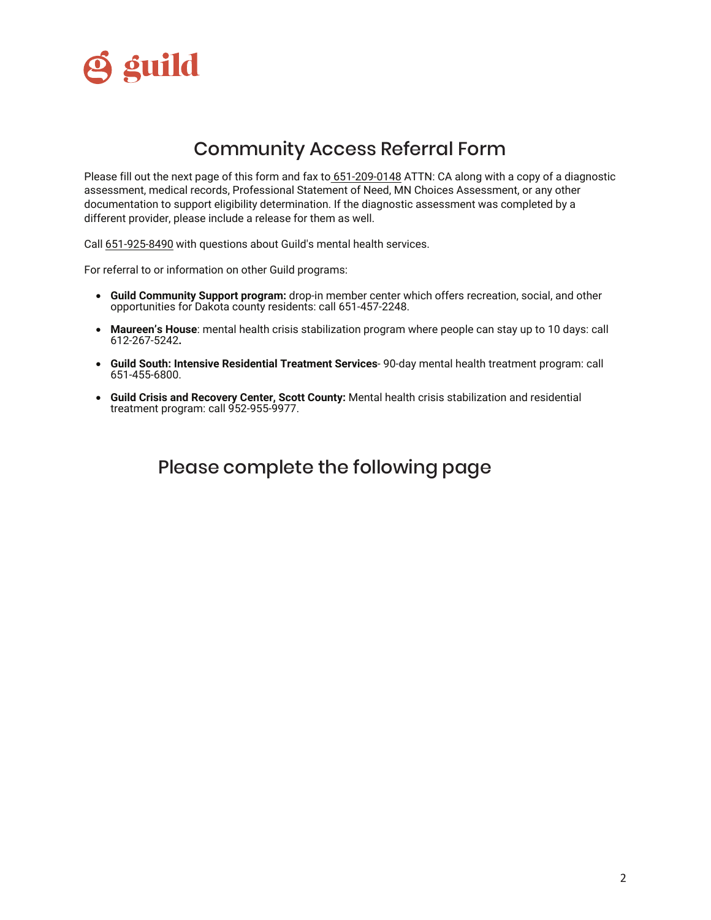guild

# Community Access Referral Form

Please fill out the next page of this form and fax to 651-209-0148 ATTN: CA along with a copy of a diagnostic assessment, medical records, Professional Statement of Need, MN Choices Assessment, or any other documentation to support eligibility determination. If the diagnostic assessment was completed by a different provider, please include a release for them as well.

Call 651-925-8490 with questions about Guild's mental health services.

For referral to or information on other Guild programs:

- **Guild Community Support program:** drop-in member center which offers recreation, social, and other opportunities for Dakota county residents: call 651-457-2248.
- **Maureen's House**: mental health crisis stabilization program where people can stay up to 10 days: call 612-267-5242**.**
- **Guild South: Intensive Residential Treatment Services**- 90-day mental health treatment program: call 651-455-6800.
- **Guild Crisis and Recovery Center, Scott County:** Mental health crisis stabilization and residential treatment program: call 952-955-9977.

## Please complete the following page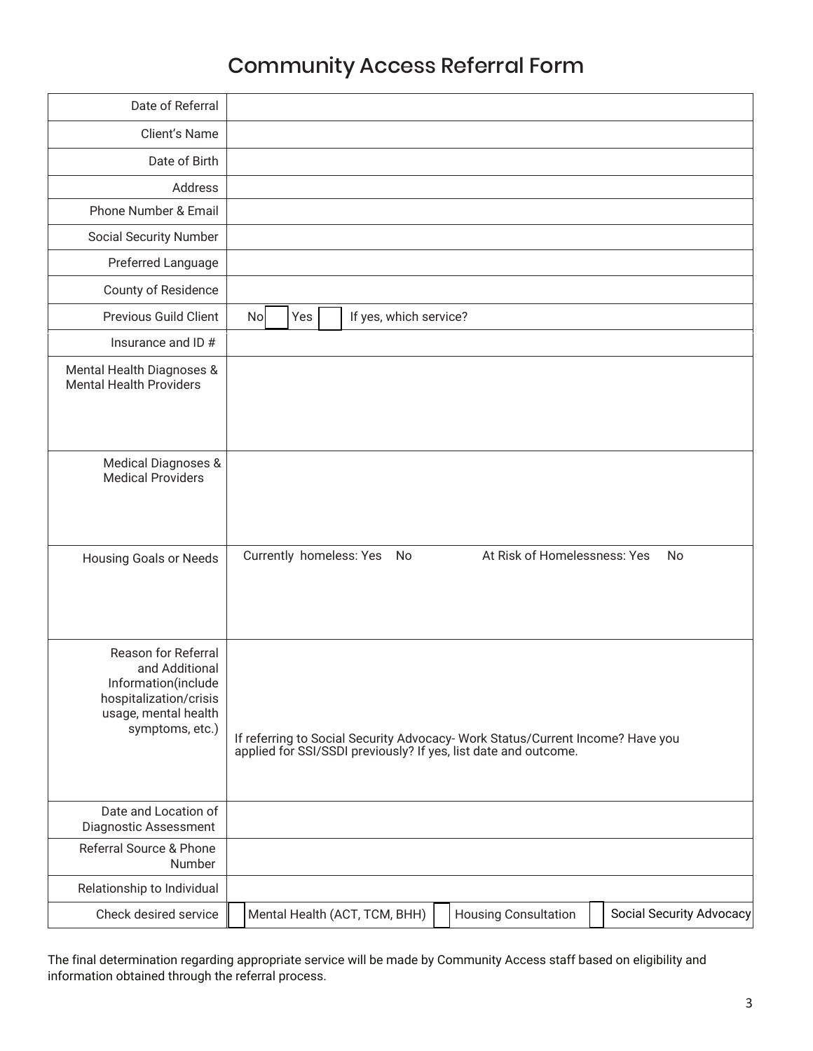# Community Access Referral Form

| | |
|---|---|
| Date of Referral | |
| Client's Name | |
| Date of Birth | |
| Address | |
| Phone Number & Email | |
| Social Security Number | |
| Preferred Language | |
| County of Residence | |
| Previous Guild Client | No ☐ Yes ☐ If yes, which service? |
| Insurance and ID # | |
| Mental Health Diagnoses & Mental Health Providers | |
| Medical Diagnoses & Medical Providers | |
| Housing Goals or Needs | Currently homeless: Yes No At Risk of Homelessness: Yes No |
| Reason for Referral and Additional Information(include hospitalization/crisis usage, mental health symptoms, etc.) | If referring to Social Security Advocacy- Work Status/Current Income? Have you applied for SSI/SSDI previously? If yes, list date and outcome. |
| Date and Location of Diagnostic Assessment | |
| Referral Source & Phone Number | |
| Relationship to Individual | |
| Check desired service | ☐ Mental Health (ACT, TCM, BHH) ☐ Housing Consultation ☐ Social Security Advocacy |

The final determination regarding appropriate service will be made by Community Access staff based on eligibility and information obtained through the referral process.